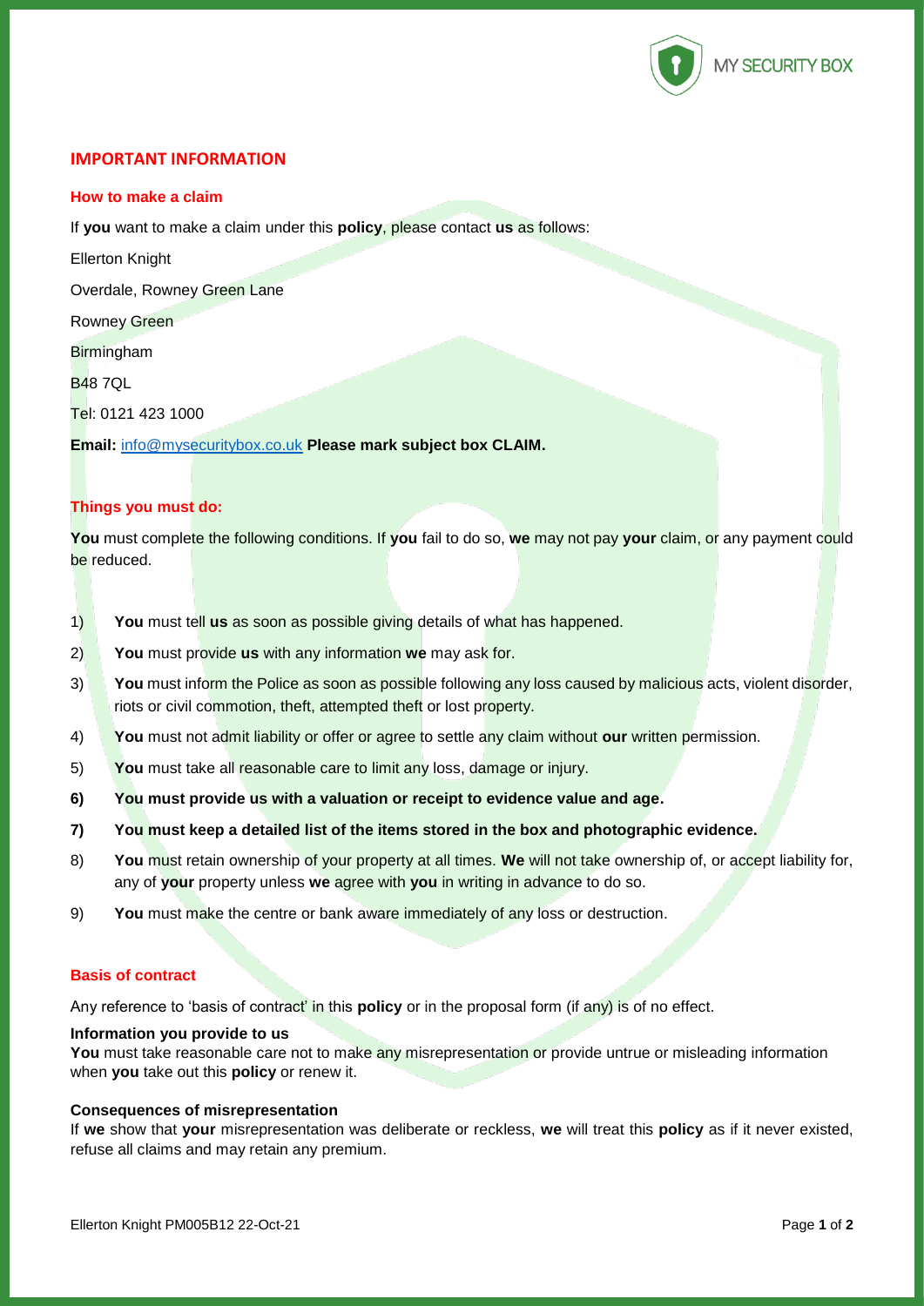# IMPORTANT INFORMATION

### How to make a claim

If **you** want to make a claim under this **policy**, please contact **us** as follows:

Ellerton Knight

Overdale, Rowney Green Lane

Rowney Green

Birmingham

B48 7QL

Tel: 0121 423 1000

**Email:** info@mysecuritybox.co.uk **Please mark subject box CLAIM.**

### Things you must do:

**You** must complete the following conditions. If **you** fail to do so, **we** may not pay **your** claim, or any payment could be reduced.

1) **You** must tell **us** as soon as possible giving details of what has happened.
2) **You** must provide **us** with any information **we** may ask for.
3) **You** must inform the Police as soon as possible following any loss caused by malicious acts, violent disorder, riots or civil commotion, theft, attempted theft or lost property.
4) **You** must not admit liability or offer or agree to settle any claim without **our** written permission.
5) **You** must take all reasonable care to limit any loss, damage or injury.
6) **You must provide us with a valuation or receipt to evidence value and age.**
7) **You must keep a detailed list of the items stored in the box and photographic evidence.**
8) **You** must retain ownership of your property at all times. **We** will not take ownership of, or accept liability for, any of **your** property unless **we** agree with **you** in writing in advance to do so.
9) **You** must make the centre or bank aware immediately of any loss or destruction.

### Basis of contract

Any reference to 'basis of contract' in this **policy** or in the proposal form (if any) is of no effect.

**Information you provide to us**

**You** must take reasonable care not to make any misrepresentation or provide untrue or misleading information when **you** take out this **policy** or renew it.

**Consequences of misrepresentation**

If **we** show that **your** misrepresentation was deliberate or reckless, **we** will treat this **policy** as if it never existed, refuse all claims and may retain any premium.

Ellerton Knight PM005B12 22-Oct-21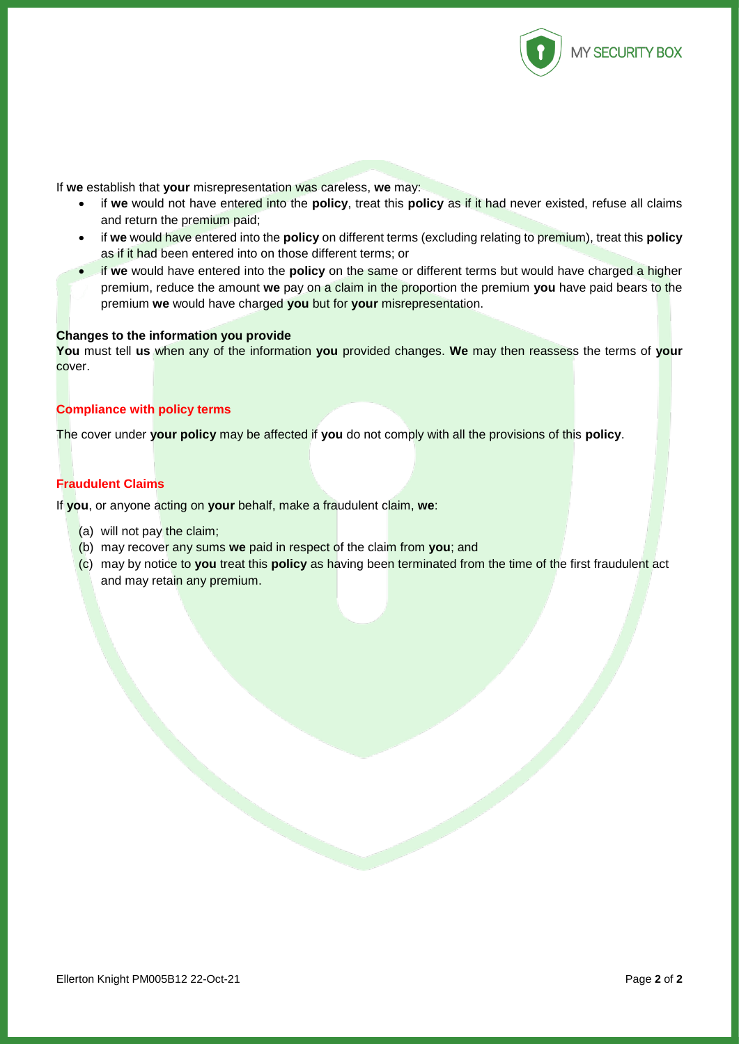If **we** establish that **your** misrepresentation was careless, **we** may:

- if **we** would not have entered into the **policy**, treat this **policy** as if it had never existed, refuse all claims and return the premium paid;
- if **we** would have entered into the **policy** on different terms (excluding relating to premium), treat this **policy** as if it had been entered into on those different terms; or
- if **we** would have entered into the **policy** on the same or different terms but would have charged a higher premium, reduce the amount **we** pay on a claim in the proportion the premium **you** have paid bears to the premium **we** would have charged **you** but for **your** misrepresentation.

**Changes to the information you provide**
**You** must tell **us** when any of the information **you** provided changes. **We** may then reassess the terms of **your** cover.

## Compliance with policy terms

The cover under **your policy** may be affected if **you** do not comply with all the provisions of this **policy**.

## Fraudulent Claims

If **you**, or anyone acting on **your** behalf, make a fraudulent claim, **we**:

(a) will not pay the claim;
(b) may recover any sums **we** paid in respect of the claim from **you**; and
(c) may by notice to **you** treat this **policy** as having been terminated from the time of the first fraudulent act and may retain any premium.

Ellerton Knight PM005B12 22-Oct-21